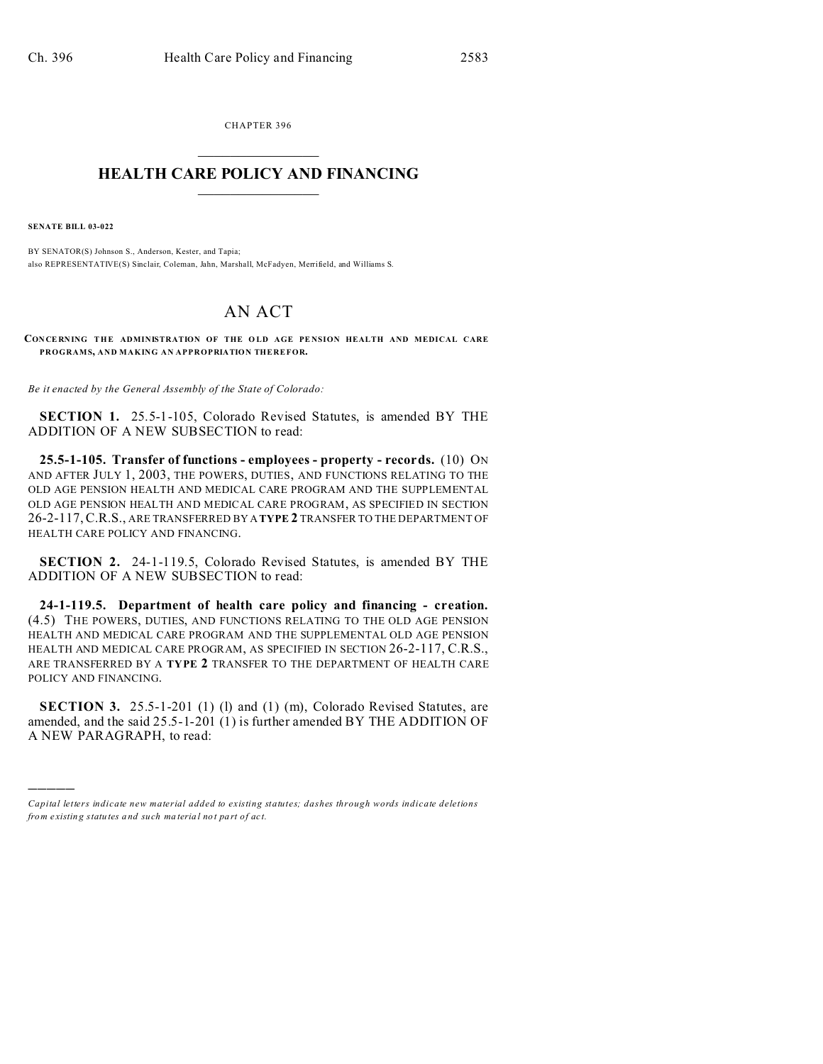CHAPTER 396

# HEALTH CARE POLICY AND FINANCING

**SENATE BILL 03-022**

BY SENATOR(S) Johnson S., Anderson, Kester, and Tapia;
also REPRESENTATIVE(S) Sinclair, Coleman, Jahn, Marshall, McFadyen, Merrifield, and Williams S.

## AN ACT

**CONCERNING THE ADMINISTRATION OF THE OLD AGE PENSION HEALTH AND MEDICAL CARE PROGRAMS, AND MAKING AN APPROPRIATION THEREFOR.**

*Be it enacted by the General Assembly of the State of Colorado:*

**SECTION 1.** 25.5-1-105, Colorado Revised Statutes, is amended BY THE ADDITION OF A NEW SUBSECTION to read:

**25.5-1-105. Transfer of functions - employees - property - records.** (10) ON AND AFTER JULY 1, 2003, THE POWERS, DUTIES, AND FUNCTIONS RELATING TO THE OLD AGE PENSION HEALTH AND MEDICAL CARE PROGRAM AND THE SUPPLEMENTAL OLD AGE PENSION HEALTH AND MEDICAL CARE PROGRAM, AS SPECIFIED IN SECTION 26-2-117, C.R.S., ARE TRANSFERRED BY A **TYPE 2** TRANSFER TO THE DEPARTMENT OF HEALTH CARE POLICY AND FINANCING.

**SECTION 2.** 24-1-119.5, Colorado Revised Statutes, is amended BY THE ADDITION OF A NEW SUBSECTION to read:

**24-1-119.5. Department of health care policy and financing - creation.** (4.5) THE POWERS, DUTIES, AND FUNCTIONS RELATING TO THE OLD AGE PENSION HEALTH AND MEDICAL CARE PROGRAM AND THE SUPPLEMENTAL OLD AGE PENSION HEALTH AND MEDICAL CARE PROGRAM, AS SPECIFIED IN SECTION 26-2-117, C.R.S., ARE TRANSFERRED BY A **TYPE 2** TRANSFER TO THE DEPARTMENT OF HEALTH CARE POLICY AND FINANCING.

**SECTION 3.** 25.5-1-201 (1) (l) and (1) (m), Colorado Revised Statutes, are amended, and the said 25.5-1-201 (1) is further amended BY THE ADDITION OF A NEW PARAGRAPH, to read:

---

*Capital letters indicate new material added to existing statutes; dashes through words indicate deletions from existing statutes and such material not part of act.*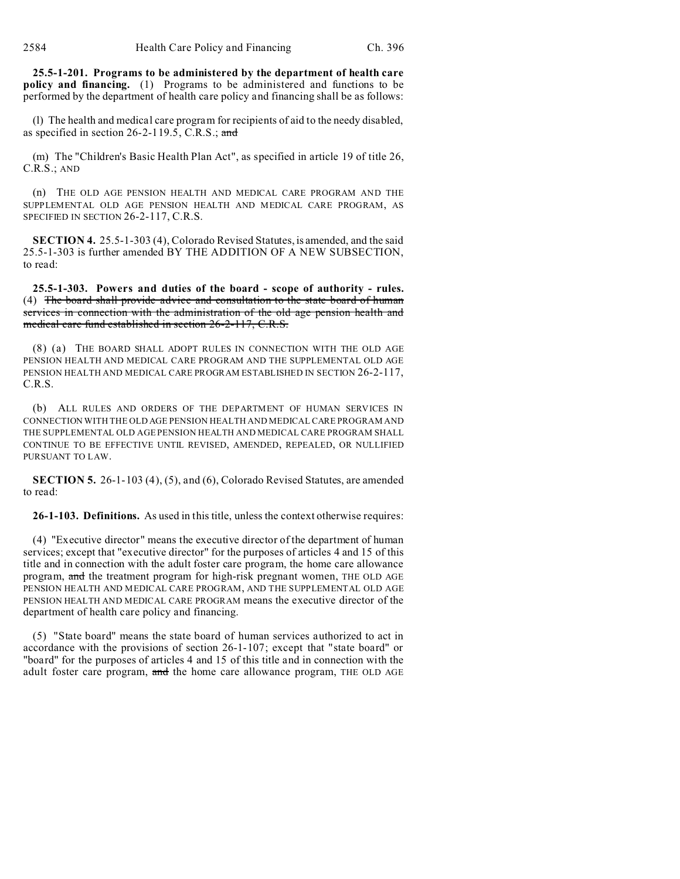**25.5-1-201. Programs to be administered by the department of health care policy and financing.** (1) Programs to be administered and functions to be performed by the department of health care policy and financing shall be as follows:

(l) The health and medical care program for recipients of aid to the needy disabled, as specified in section 26-2-119.5, C.R.S.; ~~and~~

(m) The "Children's Basic Health Plan Act", as specified in article 19 of title 26, C.R.S.; AND

(n) THE OLD AGE PENSION HEALTH AND MEDICAL CARE PROGRAM AND THE SUPPLEMENTAL OLD AGE PENSION HEALTH AND MEDICAL CARE PROGRAM, AS SPECIFIED IN SECTION 26-2-117, C.R.S.

**SECTION 4.** 25.5-1-303 (4), Colorado Revised Statutes, is amended, and the said 25.5-1-303 is further amended BY THE ADDITION OF A NEW SUBSECTION, to read:

**25.5-1-303. Powers and duties of the board - scope of authority - rules.** (4) ~~The board shall provide advice and consultation to the state board of human services in connection with the administration of the old age pension health and medical care fund established in section 26-2-117, C.R.S.~~

(8) (a) THE BOARD SHALL ADOPT RULES IN CONNECTION WITH THE OLD AGE PENSION HEALTH AND MEDICAL CARE PROGRAM AND THE SUPPLEMENTAL OLD AGE PENSION HEALTH AND MEDICAL CARE PROGRAM ESTABLISHED IN SECTION 26-2-117, C.R.S.

(b) ALL RULES AND ORDERS OF THE DEPARTMENT OF HUMAN SERVICES IN CONNECTION WITH THE OLD AGE PENSION HEALTH AND MEDICAL CARE PROGRAM AND THE SUPPLEMENTAL OLD AGE PENSION HEALTH AND MEDICAL CARE PROGRAM SHALL CONTINUE TO BE EFFECTIVE UNTIL REVISED, AMENDED, REPEALED, OR NULLIFIED PURSUANT TO LAW.

**SECTION 5.** 26-1-103 (4), (5), and (6), Colorado Revised Statutes, are amended to read:

**26-1-103. Definitions.** As used in this title, unless the context otherwise requires:

(4) "Executive director" means the executive director of the department of human services; except that "executive director" for the purposes of articles 4 and 15 of this title and in connection with the adult foster care program, the home care allowance program, ~~and~~ the treatment program for high-risk pregnant women, THE OLD AGE PENSION HEALTH AND MEDICAL CARE PROGRAM, AND THE SUPPLEMENTAL OLD AGE PENSION HEALTH AND MEDICAL CARE PROGRAM means the executive director of the department of health care policy and financing.

(5) "State board" means the state board of human services authorized to act in accordance with the provisions of section 26-1-107; except that "state board" or "board" for the purposes of articles 4 and 15 of this title and in connection with the adult foster care program, ~~and~~ the home care allowance program, THE OLD AGE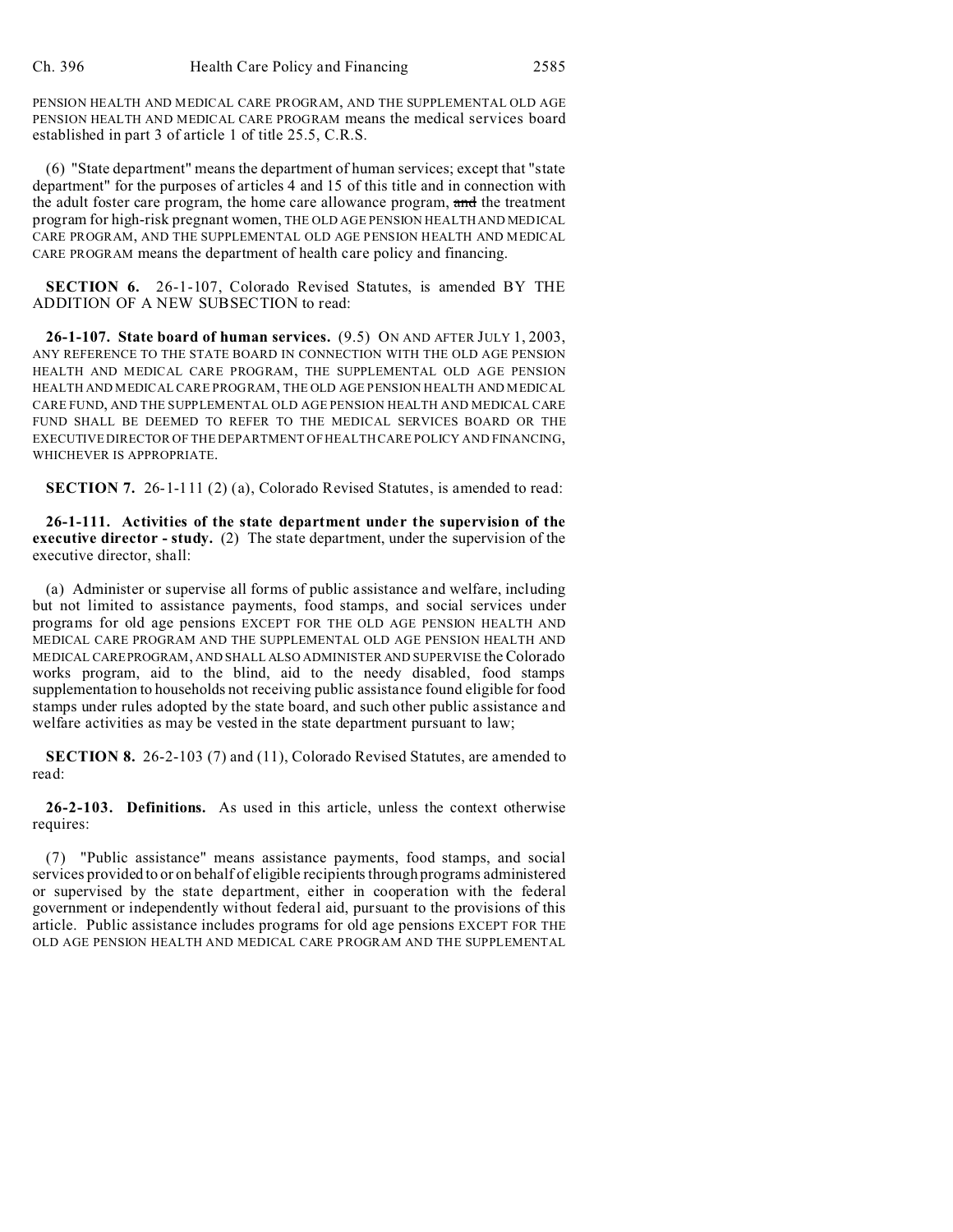PENSION HEALTH AND MEDICAL CARE PROGRAM, AND THE SUPPLEMENTAL OLD AGE PENSION HEALTH AND MEDICAL CARE PROGRAM means the medical services board established in part 3 of article 1 of title 25.5, C.R.S.

(6) "State department" means the department of human services; except that "state department" for the purposes of articles 4 and 15 of this title and in connection with the adult foster care program, the home care allowance program, ~~and~~ the treatment program for high-risk pregnant women, THE OLD AGE PENSION HEALTH AND MEDICAL CARE PROGRAM, AND THE SUPPLEMENTAL OLD AGE PENSION HEALTH AND MEDICAL CARE PROGRAM means the department of health care policy and financing.

**SECTION 6.** 26-1-107, Colorado Revised Statutes, is amended BY THE ADDITION OF A NEW SUBSECTION to read:

**26-1-107. State board of human services.** (9.5) ON AND AFTER JULY 1, 2003, ANY REFERENCE TO THE STATE BOARD IN CONNECTION WITH THE OLD AGE PENSION HEALTH AND MEDICAL CARE PROGRAM, THE SUPPLEMENTAL OLD AGE PENSION HEALTH AND MEDICAL CARE PROGRAM, THE OLD AGE PENSION HEALTH AND MEDICAL CARE FUND, AND THE SUPPLEMENTAL OLD AGE PENSION HEALTH AND MEDICAL CARE FUND SHALL BE DEEMED TO REFER TO THE MEDICAL SERVICES BOARD OR THE EXECUTIVE DIRECTOR OF THE DEPARTMENT OF HEALTH CARE POLICY AND FINANCING, WHICHEVER IS APPROPRIATE.

**SECTION 7.** 26-1-111 (2) (a), Colorado Revised Statutes, is amended to read:

**26-1-111. Activities of the state department under the supervision of the executive director - study.** (2) The state department, under the supervision of the executive director, shall:

(a) Administer or supervise all forms of public assistance and welfare, including but not limited to assistance payments, food stamps, and social services under programs for old age pensions EXCEPT FOR THE OLD AGE PENSION HEALTH AND MEDICAL CARE PROGRAM AND THE SUPPLEMENTAL OLD AGE PENSION HEALTH AND MEDICAL CARE PROGRAM, AND SHALL ALSO ADMINISTER AND SUPERVISE the Colorado works program, aid to the blind, aid to the needy disabled, food stamps supplementation to households not receiving public assistance found eligible for food stamps under rules adopted by the state board, and such other public assistance and welfare activities as may be vested in the state department pursuant to law;

**SECTION 8.** 26-2-103 (7) and (11), Colorado Revised Statutes, are amended to read:

**26-2-103. Definitions.** As used in this article, unless the context otherwise requires:

(7) "Public assistance" means assistance payments, food stamps, and social services provided to or on behalf of eligible recipients through programs administered or supervised by the state department, either in cooperation with the federal government or independently without federal aid, pursuant to the provisions of this article. Public assistance includes programs for old age pensions EXCEPT FOR THE OLD AGE PENSION HEALTH AND MEDICAL CARE PROGRAM AND THE SUPPLEMENTAL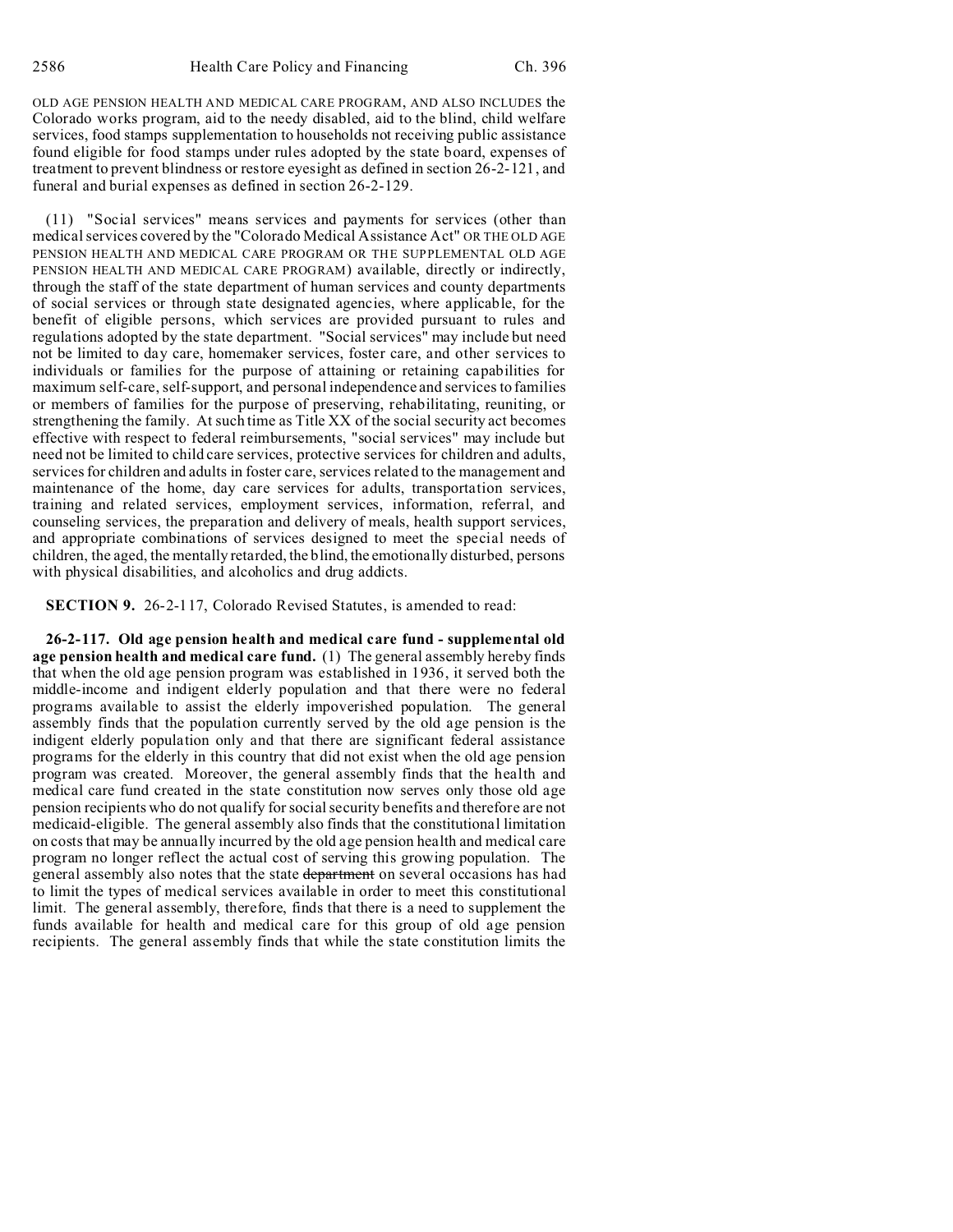OLD AGE PENSION HEALTH AND MEDICAL CARE PROGRAM, AND ALSO INCLUDES the Colorado works program, aid to the needy disabled, aid to the blind, child welfare services, food stamps supplementation to households not receiving public assistance found eligible for food stamps under rules adopted by the state board, expenses of treatment to prevent blindness or restore eyesight as defined in section 26-2-121, and funeral and burial expenses as defined in section 26-2-129.

(11) "Social services" means services and payments for services (other than medical services covered by the "Colorado Medical Assistance Act" OR THE OLD AGE PENSION HEALTH AND MEDICAL CARE PROGRAM OR THE SUPPLEMENTAL OLD AGE PENSION HEALTH AND MEDICAL CARE PROGRAM) available, directly or indirectly, through the staff of the state department of human services and county departments of social services or through state designated agencies, where applicable, for the benefit of eligible persons, which services are provided pursuant to rules and regulations adopted by the state department. "Social services" may include but need not be limited to day care, homemaker services, foster care, and other services to individuals or families for the purpose of attaining or retaining capabilities for maximum self-care, self-support, and personal independence and services to families or members of families for the purpose of preserving, rehabilitating, reuniting, or strengthening the family. At such time as Title XX of the social security act becomes effective with respect to federal reimbursements, "social services" may include but need not be limited to child care services, protective services for children and adults, services for children and adults in foster care, services related to the management and maintenance of the home, day care services for adults, transportation services, training and related services, employment services, information, referral, and counseling services, the preparation and delivery of meals, health support services, and appropriate combinations of services designed to meet the special needs of children, the aged, the mentally retarded, the blind, the emotionally disturbed, persons with physical disabilities, and alcoholics and drug addicts.

**SECTION 9.** 26-2-117, Colorado Revised Statutes, is amended to read:

**26-2-117. Old age pension health and medical care fund - supplemental old age pension health and medical care fund.** (1) The general assembly hereby finds that when the old age pension program was established in 1936, it served both the middle-income and indigent elderly population and that there were no federal programs available to assist the elderly impoverished population. The general assembly finds that the population currently served by the old age pension is the indigent elderly population only and that there are significant federal assistance programs for the elderly in this country that did not exist when the old age pension program was created. Moreover, the general assembly finds that the health and medical care fund created in the state constitution now serves only those old age pension recipients who do not qualify for social security benefits and therefore are not medicaid-eligible. The general assembly also finds that the constitutional limitation on costs that may be annually incurred by the old age pension health and medical care program no longer reflect the actual cost of serving this growing population. The general assembly also notes that the state ~~department~~ on several occasions has had to limit the types of medical services available in order to meet this constitutional limit. The general assembly, therefore, finds that there is a need to supplement the funds available for health and medical care for this group of old age pension recipients. The general assembly finds that while the state constitution limits the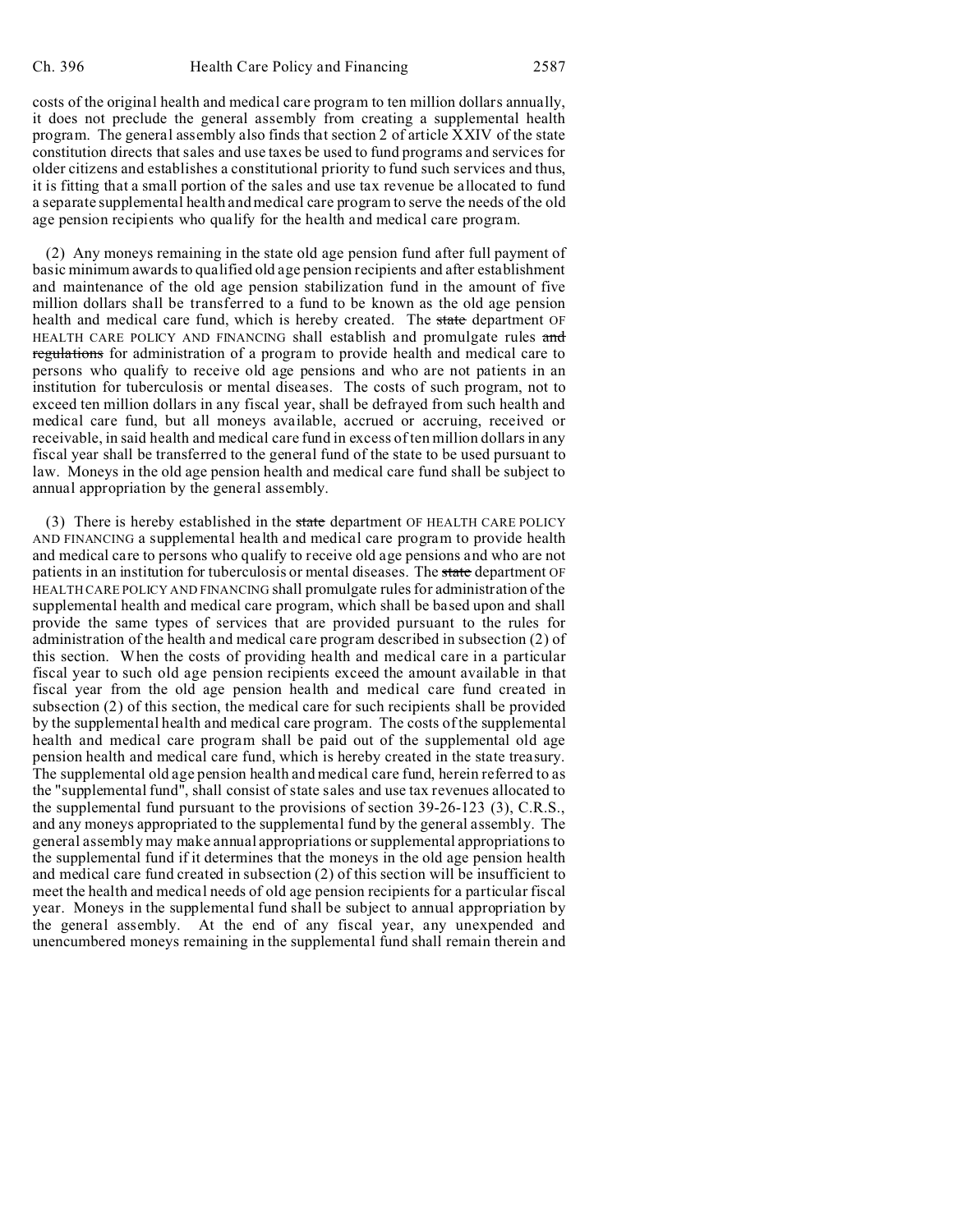costs of the original health and medical care program to ten million dollars annually, it does not preclude the general assembly from creating a supplemental health program. The general assembly also finds that section 2 of article XXIV of the state constitution directs that sales and use taxes be used to fund programs and services for older citizens and establishes a constitutional priority to fund such services and thus, it is fitting that a small portion of the sales and use tax revenue be allocated to fund a separate supplemental health and medical care program to serve the needs of the old age pension recipients who qualify for the health and medical care program.

(2) Any moneys remaining in the state old age pension fund after full payment of basic minimum awards to qualified old age pension recipients and after establishment and maintenance of the old age pension stabilization fund in the amount of five million dollars shall be transferred to a fund to be known as the old age pension health and medical care fund, which is hereby created. The ~~state~~ department OF HEALTH CARE POLICY AND FINANCING shall establish and promulgate rules ~~and regulations~~ for administration of a program to provide health and medical care to persons who qualify to receive old age pensions and who are not patients in an institution for tuberculosis or mental diseases. The costs of such program, not to exceed ten million dollars in any fiscal year, shall be defrayed from such health and medical care fund, but all moneys available, accrued or accruing, received or receivable, in said health and medical care fund in excess of ten million dollars in any fiscal year shall be transferred to the general fund of the state to be used pursuant to law. Moneys in the old age pension health and medical care fund shall be subject to annual appropriation by the general assembly.

(3) There is hereby established in the ~~state~~ department OF HEALTH CARE POLICY AND FINANCING a supplemental health and medical care program to provide health and medical care to persons who qualify to receive old age pensions and who are not patients in an institution for tuberculosis or mental diseases. The ~~state~~ department OF HEALTH CARE POLICY AND FINANCING shall promulgate rules for administration of the supplemental health and medical care program, which shall be based upon and shall provide the same types of services that are provided pursuant to the rules for administration of the health and medical care program described in subsection (2) of this section. When the costs of providing health and medical care in a particular fiscal year to such old age pension recipients exceed the amount available in that fiscal year from the old age pension health and medical care fund created in subsection (2) of this section, the medical care for such recipients shall be provided by the supplemental health and medical care program. The costs of the supplemental health and medical care program shall be paid out of the supplemental old age pension health and medical care fund, which is hereby created in the state treasury. The supplemental old age pension health and medical care fund, herein referred to as the "supplemental fund", shall consist of state sales and use tax revenues allocated to the supplemental fund pursuant to the provisions of section 39-26-123 (3), C.R.S., and any moneys appropriated to the supplemental fund by the general assembly. The general assembly may make annual appropriations or supplemental appropriations to the supplemental fund if it determines that the moneys in the old age pension health and medical care fund created in subsection (2) of this section will be insufficient to meet the health and medical needs of old age pension recipients for a particular fiscal year. Moneys in the supplemental fund shall be subject to annual appropriation by the general assembly. At the end of any fiscal year, any unexpended and unencumbered moneys remaining in the supplemental fund shall remain therein and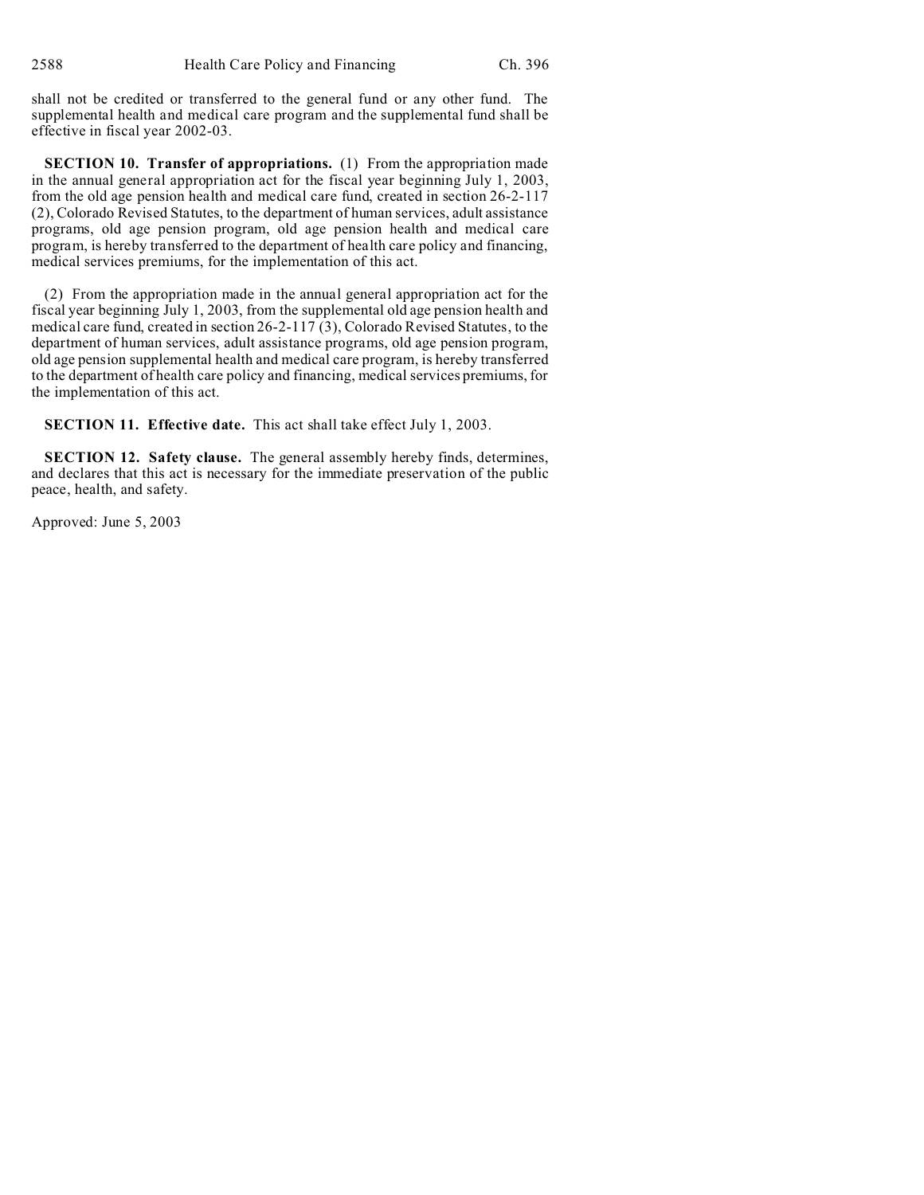shall not be credited or transferred to the general fund or any other fund. The supplemental health and medical care program and the supplemental fund shall be effective in fiscal year 2002-03.

**SECTION 10. Transfer of appropriations.** (1) From the appropriation made in the annual general appropriation act for the fiscal year beginning July 1, 2003, from the old age pension health and medical care fund, created in section 26-2-117 (2), Colorado Revised Statutes, to the department of human services, adult assistance programs, old age pension program, old age pension health and medical care program, is hereby transferred to the department of health care policy and financing, medical services premiums, for the implementation of this act.

(2) From the appropriation made in the annual general appropriation act for the fiscal year beginning July 1, 2003, from the supplemental old age pension health and medical care fund, created in section 26-2-117 (3), Colorado Revised Statutes, to the department of human services, adult assistance programs, old age pension program, old age pension supplemental health and medical care program, is hereby transferred to the department of health care policy and financing, medical services premiums, for the implementation of this act.

**SECTION 11. Effective date.** This act shall take effect July 1, 2003.

**SECTION 12. Safety clause.** The general assembly hereby finds, determines, and declares that this act is necessary for the immediate preservation of the public peace, health, and safety.

Approved: June 5, 2003